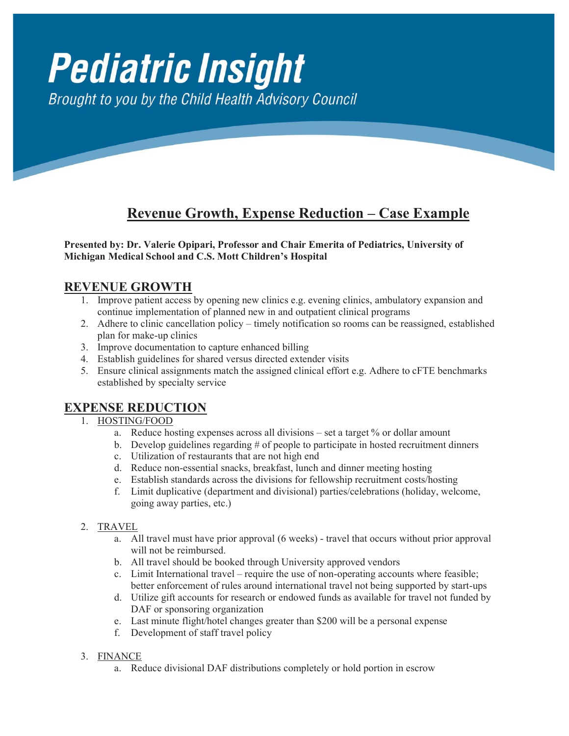# Pediatric Insight

*Brought to you by the Child Health Advisory Council*

## Revenue Growth, Expense Reduction – Case Example

**Presented by: Dr. Valerie Opipari, Professor and Chair Emerita of Pediatrics, University of Michigan Medical School and C.S. Mott Children's Hospital**

## REVENUE GROWTH

1. Improve patient access by opening new clinics e.g. evening clinics, ambulatory expansion and continue implementation of planned new in and outpatient clinical programs
2. Adhere to clinic cancellation policy – timely notification so rooms can be reassigned, established plan for make-up clinics
3. Improve documentation to capture enhanced billing
4. Establish guidelines for shared versus directed extender visits
5. Ensure clinical assignments match the assigned clinical effort e.g. Adhere to cFTE benchmarks established by specialty service

## EXPENSE REDUCTION

1. HOSTING/FOOD
   a. Reduce hosting expenses across all divisions – set a target % or dollar amount
   b. Develop guidelines regarding # of people to participate in hosted recruitment dinners
   c. Utilization of restaurants that are not high end
   d. Reduce non-essential snacks, breakfast, lunch and dinner meeting hosting
   e. Establish standards across the divisions for fellowship recruitment costs/hosting
   f. Limit duplicative (department and divisional) parties/celebrations (holiday, welcome, going away parties, etc.)

2. TRAVEL
   a. All travel must have prior approval (6 weeks) - travel that occurs without prior approval will not be reimbursed.
   b. All travel should be booked through University approved vendors
   c. Limit International travel – require the use of non-operating accounts where feasible; better enforcement of rules around international travel not being supported by start-ups
   d. Utilize gift accounts for research or endowed funds as available for travel not funded by DAF or sponsoring organization
   e. Last minute flight/hotel changes greater than $200 will be a personal expense
   f. Development of staff travel policy

3. FINANCE
   a. Reduce divisional DAF distributions completely or hold portion in escrow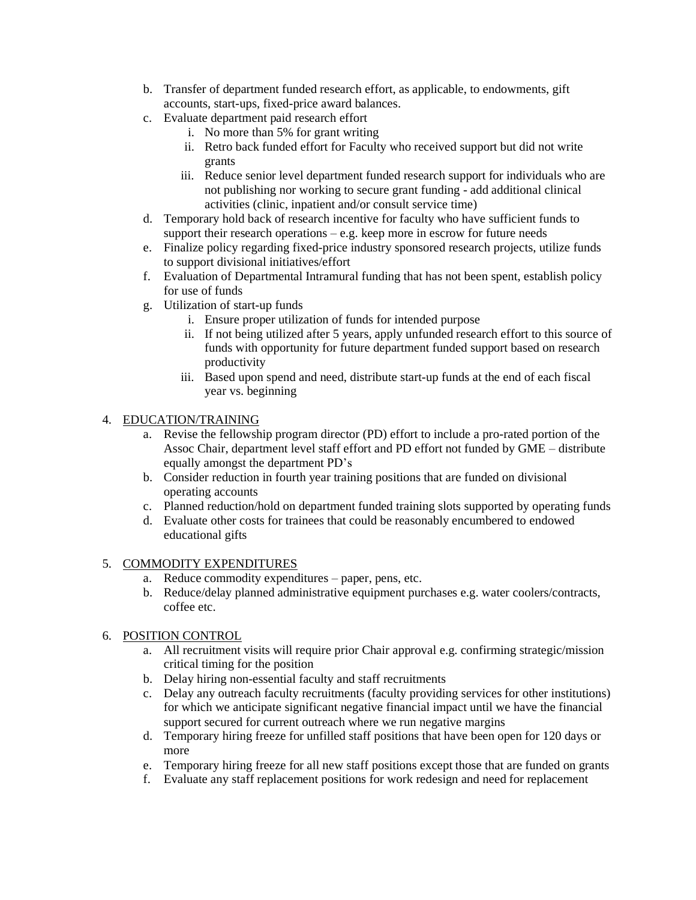b. Transfer of department funded research effort, as applicable, to endowments, gift accounts, start-ups, fixed-price award balances.

c. Evaluate department paid research effort
   i. No more than 5% for grant writing
   ii. Retro back funded effort for Faculty who received support but did not write grants
   iii. Reduce senior level department funded research support for individuals who are not publishing nor working to secure grant funding - add additional clinical activities (clinic, inpatient and/or consult service time)

d. Temporary hold back of research incentive for faculty who have sufficient funds to support their research operations – e.g. keep more in escrow for future needs

e. Finalize policy regarding fixed-price industry sponsored research projects, utilize funds to support divisional initiatives/effort

f. Evaluation of Departmental Intramural funding that has not been spent, establish policy for use of funds

g. Utilization of start-up funds
   i. Ensure proper utilization of funds for intended purpose
   ii. If not being utilized after 5 years, apply unfunded research effort to this source of funds with opportunity for future department funded support based on research productivity
   iii. Based upon spend and need, distribute start-up funds at the end of each fiscal year vs. beginning

4. <u>EDUCATION/TRAINING</u>
   a. Revise the fellowship program director (PD) effort to include a pro-rated portion of the Assoc Chair, department level staff effort and PD effort not funded by GME – distribute equally amongst the department PD's
   b. Consider reduction in fourth year training positions that are funded on divisional operating accounts
   c. Planned reduction/hold on department funded training slots supported by operating funds
   d. Evaluate other costs for trainees that could be reasonably encumbered to endowed educational gifts

5. <u>COMMODITY EXPENDITURES</u>
   a. Reduce commodity expenditures – paper, pens, etc.
   b. Reduce/delay planned administrative equipment purchases e.g. water coolers/contracts, coffee etc.

6. <u>POSITION CONTROL</u>
   a. All recruitment visits will require prior Chair approval e.g. confirming strategic/mission critical timing for the position
   b. Delay hiring non-essential faculty and staff recruitments
   c. Delay any outreach faculty recruitments (faculty providing services for other institutions) for which we anticipate significant negative financial impact until we have the financial support secured for current outreach where we run negative margins
   d. Temporary hiring freeze for unfilled staff positions that have been open for 120 days or more
   e. Temporary hiring freeze for all new staff positions except those that are funded on grants
   f. Evaluate any staff replacement positions for work redesign and need for replacement